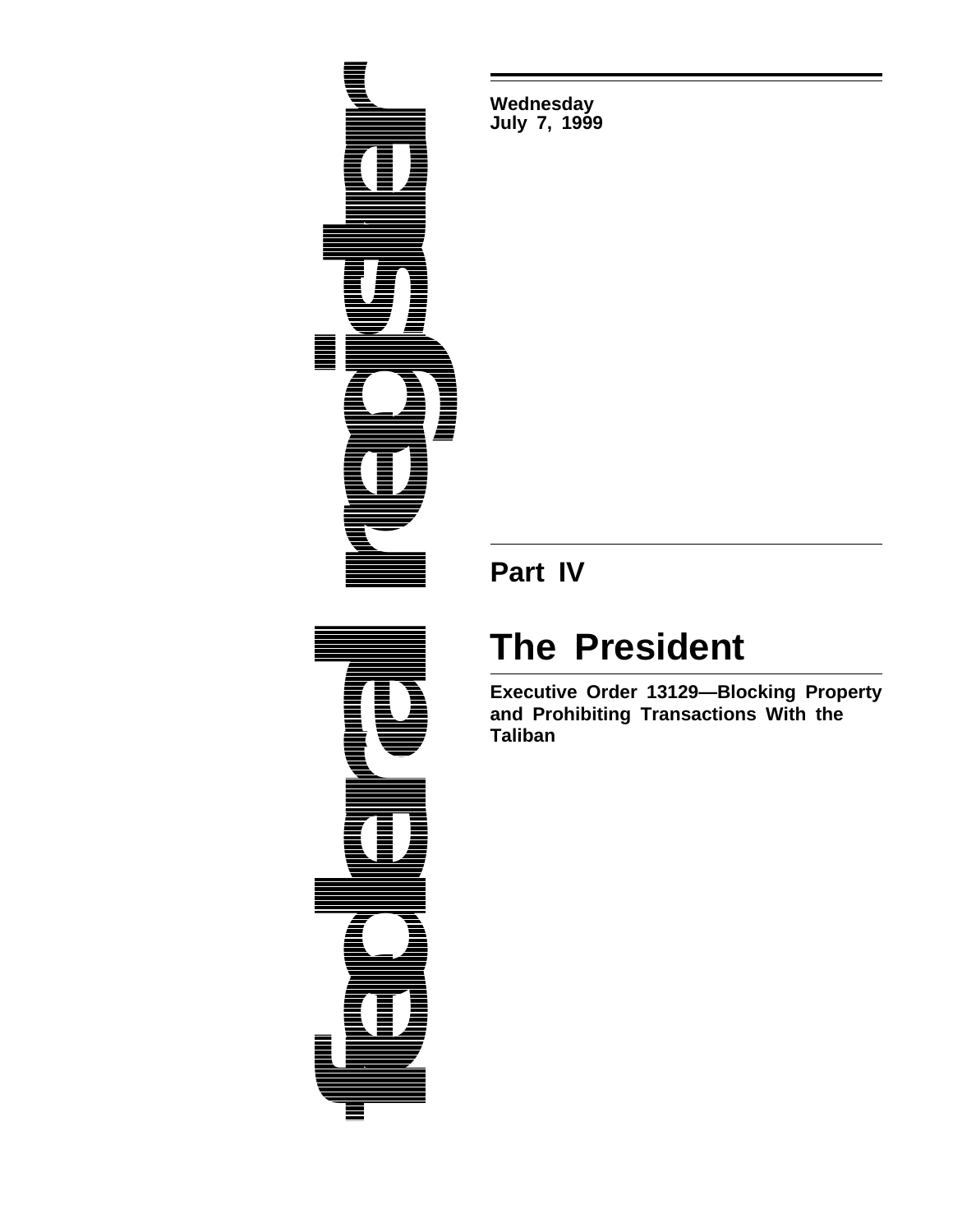**Wednesday**
**July 7, 1999**

# Part IV

# The President

**Executive Order 13129—Blocking Property and Prohibiting Transactions With the Taliban**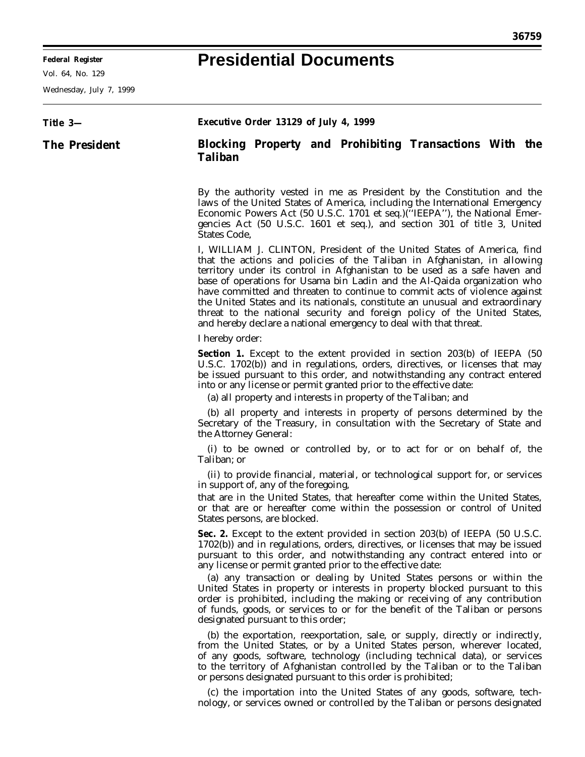**Federal Register**

Vol. 64, No. 129

Wednesday, July 7, 1999

# Presidential Documents

**Title 3—**

**The President**

***Executive Order 13129 of July 4, 1999***

## *Blocking Property and Prohibiting Transactions With the Taliban*

By the authority vested in me as President by the Constitution and the laws of the United States of America, including the International Emergency Economic Powers Act (50 U.S.C. 1701 et seq.)(''IEEPA''), the National Emergencies Act (50 U.S.C. 1601 et seq.), and section 301 of title 3, United States Code,

I, WILLIAM J. CLINTON, President of the United States of America, find that the actions and policies of the Taliban in Afghanistan, in allowing territory under its control in Afghanistan to be used as a safe haven and base of operations for Usama bin Ladin and the Al-Qaida organization who have committed and threaten to continue to commit acts of violence against the United States and its nationals, constitute an unusual and extraordinary threat to the national security and foreign policy of the United States, and hereby declare a national emergency to deal with that threat.

I hereby order:

**Section 1.** Except to the extent provided in section 203(b) of IEEPA (50 U.S.C. 1702(b)) and in regulations, orders, directives, or licenses that may be issued pursuant to this order, and notwithstanding any contract entered into or any license or permit granted prior to the effective date:

(a) all property and interests in property of the Taliban; and

(b) all property and interests in property of persons determined by the Secretary of the Treasury, in consultation with the Secretary of State and the Attorney General:

(i) to be owned or controlled by, or to act for or on behalf of, the Taliban; or

(ii) to provide financial, material, or technological support for, or services in support of, any of the foregoing,

that are in the United States, that hereafter come within the United States, or that are or hereafter come within the possession or control of United States persons, are blocked.

**Sec. 2.** Except to the extent provided in section 203(b) of IEEPA (50 U.S.C. 1702(b)) and in regulations, orders, directives, or licenses that may be issued pursuant to this order, and notwithstanding any contract entered into or any license or permit granted prior to the effective date:

(a) any transaction or dealing by United States persons or within the United States in property or interests in property blocked pursuant to this order is prohibited, including the making or receiving of any contribution of funds, goods, or services to or for the benefit of the Taliban or persons designated pursuant to this order;

(b) the exportation, reexportation, sale, or supply, directly or indirectly, from the United States, or by a United States person, wherever located, of any goods, software, technology (including technical data), or services to the territory of Afghanistan controlled by the Taliban or to the Taliban or persons designated pursuant to this order is prohibited;

(c) the importation into the United States of any goods, software, technology, or services owned or controlled by the Taliban or persons designated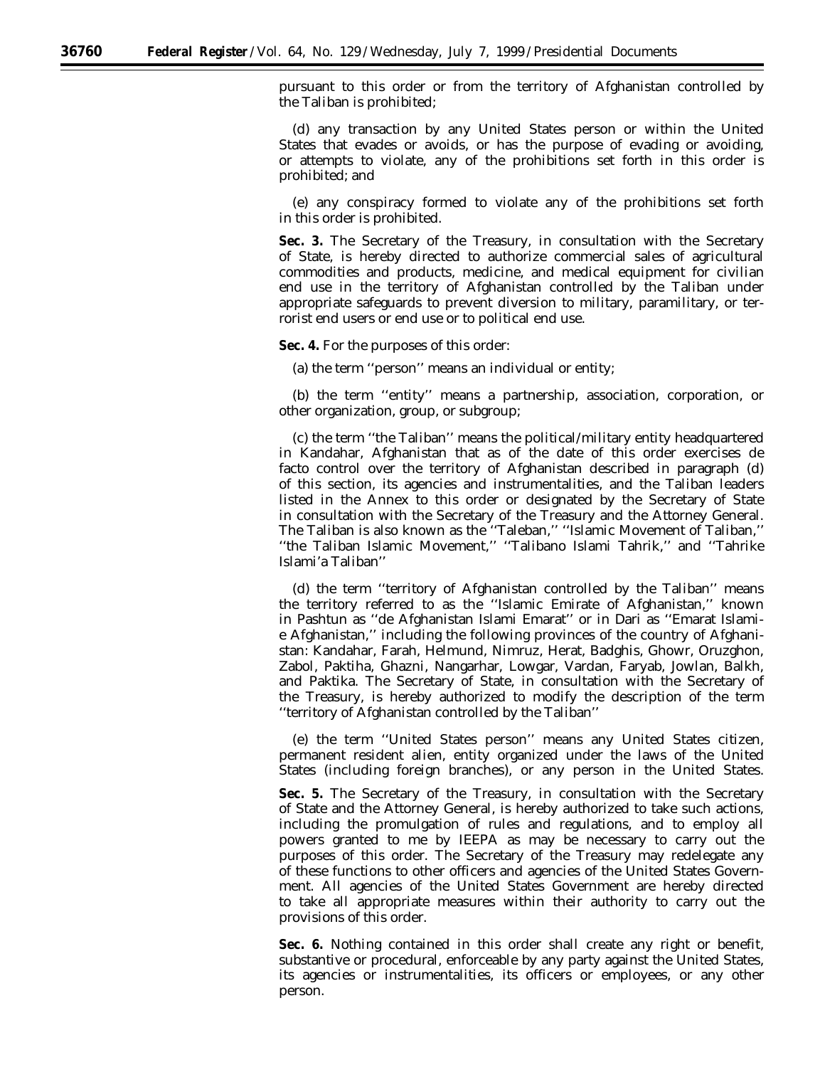pursuant to this order or from the territory of Afghanistan controlled by the Taliban is prohibited;

(d) any transaction by any United States person or within the United States that evades or avoids, or has the purpose of evading or avoiding, or attempts to violate, any of the prohibitions set forth in this order is prohibited; and

(e) any conspiracy formed to violate any of the prohibitions set forth in this order is prohibited.

**Sec. 3.** The Secretary of the Treasury, in consultation with the Secretary of State, is hereby directed to authorize commercial sales of agricultural commodities and products, medicine, and medical equipment for civilian end use in the territory of Afghanistan controlled by the Taliban under appropriate safeguards to prevent diversion to military, paramilitary, or terrorist end users or end use or to political end use.

**Sec. 4.** For the purposes of this order:

(a) the term ''person'' means an individual or entity;

(b) the term ''entity'' means a partnership, association, corporation, or other organization, group, or subgroup;

(c) the term ''the Taliban'' means the political/military entity headquartered in Kandahar, Afghanistan that as of the date of this order exercises de facto control over the territory of Afghanistan described in paragraph (d) of this section, its agencies and instrumentalities, and the Taliban leaders listed in the Annex to this order or designated by the Secretary of State in consultation with the Secretary of the Treasury and the Attorney General. The Taliban is also known as the ''Taleban,'' ''Islamic Movement of Taliban,'' ''the Taliban Islamic Movement,'' ''Talibano Islami Tahrik,'' and ''Tahrike Islami'a Taliban''

(d) the term ''territory of Afghanistan controlled by the Taliban'' means the territory referred to as the ''Islamic Emirate of Afghanistan,'' known in Pashtun as ''de Afghanistan Islami Emarat'' or in Dari as ''Emarat Islami-e Afghanistan,'' including the following provinces of the country of Afghanistan: Kandahar, Farah, Helmund, Nimruz, Herat, Badghis, Ghowr, Oruzghon, Zabol, Paktiha, Ghazni, Nangarhar, Lowgar, Vardan, Faryab, Jowlan, Balkh, and Paktika. The Secretary of State, in consultation with the Secretary of the Treasury, is hereby authorized to modify the description of the term ''territory of Afghanistan controlled by the Taliban''

(e) the term ''United States person'' means any United States citizen, permanent resident alien, entity organized under the laws of the United States (including foreign branches), or any person in the United States.

**Sec. 5.** The Secretary of the Treasury, in consultation with the Secretary of State and the Attorney General, is hereby authorized to take such actions, including the promulgation of rules and regulations, and to employ all powers granted to me by IEEPA as may be necessary to carry out the purposes of this order. The Secretary of the Treasury may redelegate any of these functions to other officers and agencies of the United States Government. All agencies of the United States Government are hereby directed to take all appropriate measures within their authority to carry out the provisions of this order.

**Sec. 6.** Nothing contained in this order shall create any right or benefit, substantive or procedural, enforceable by any party against the United States, its agencies or instrumentalities, its officers or employees, or any other person.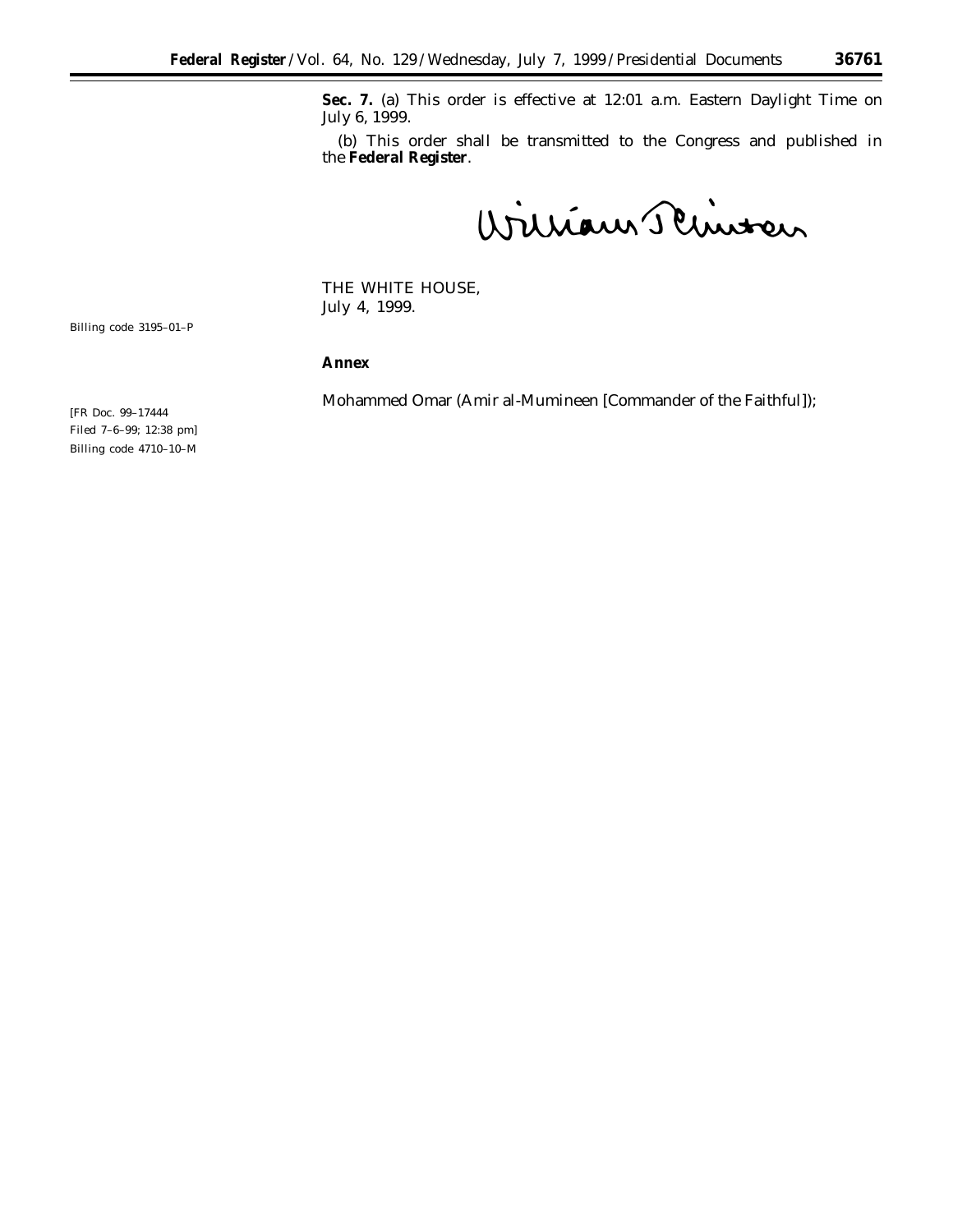**Sec. 7.** (a) This order is effective at 12:01 a.m. Eastern Daylight Time on July 6, 1999.

(b) This order shall be transmitted to the Congress and published in the **Federal Register**.

THE WHITE HOUSE,
July 4, 1999.

Billing code 3195–01–P

**Annex**

Mohammed Omar (Amir al-Mumineen [Commander of the Faithful]);

[FR Doc. 99–17444
Filed 7–6–99; 12:38 pm]
Billing code 4710–10–M